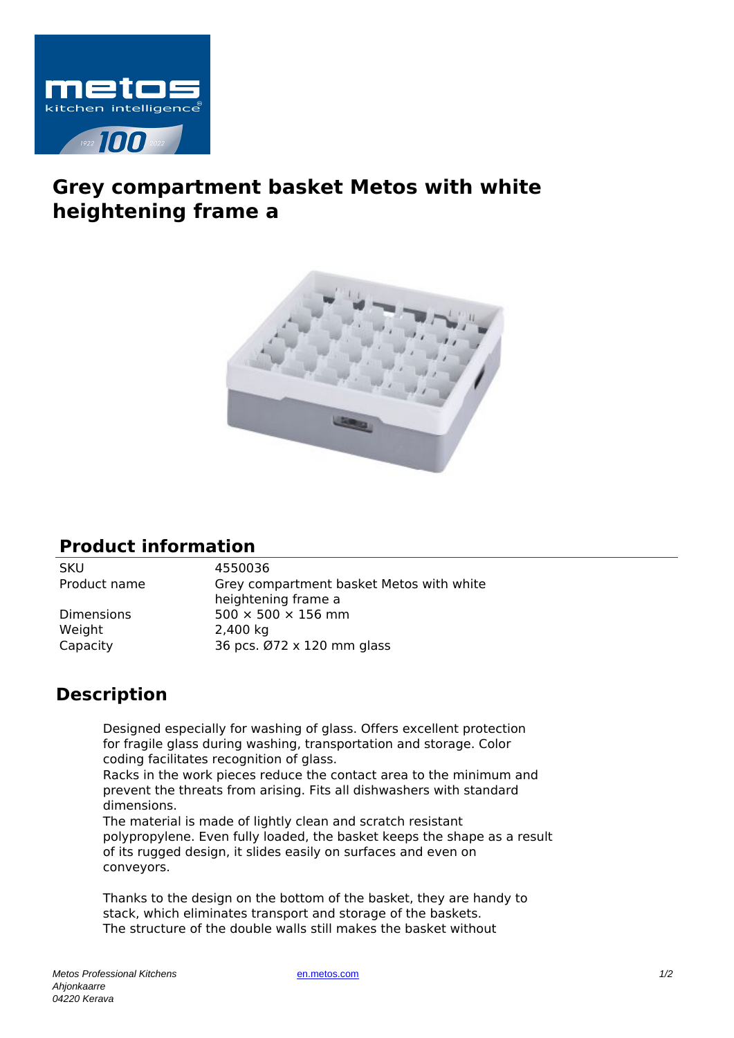# Grey compartment basket Metos with white heightening frame a

## Product information

| | |
|---|---|
| SKU | 4550036 |
| Product name | Grey compartment basket Metos with white heightening frame a |
| Dimensions | 500 × 500 × 156 mm |
| Weight | 2,400 kg |
| Capacity | 36 pcs. Ø72 x 120 mm glass |

## Description

Designed especially for washing of glass. Offers excellent protection for fragile glass during washing, transportation and storage. Color coding facilitates recognition of glass.
Racks in the work pieces reduce the contact area to the minimum and prevent the threats from arising. Fits all dishwashers with standard dimensions.
The material is made of lightly clean and scratch resistant polypropylene. Even fully loaded, the basket keeps the shape as a result of its rugged design, it slides easily on surfaces and even on conveyors.

Thanks to the design on the bottom of the basket, they are handy to stack, which eliminates transport and storage of the baskets.
The structure of the double walls still makes the basket without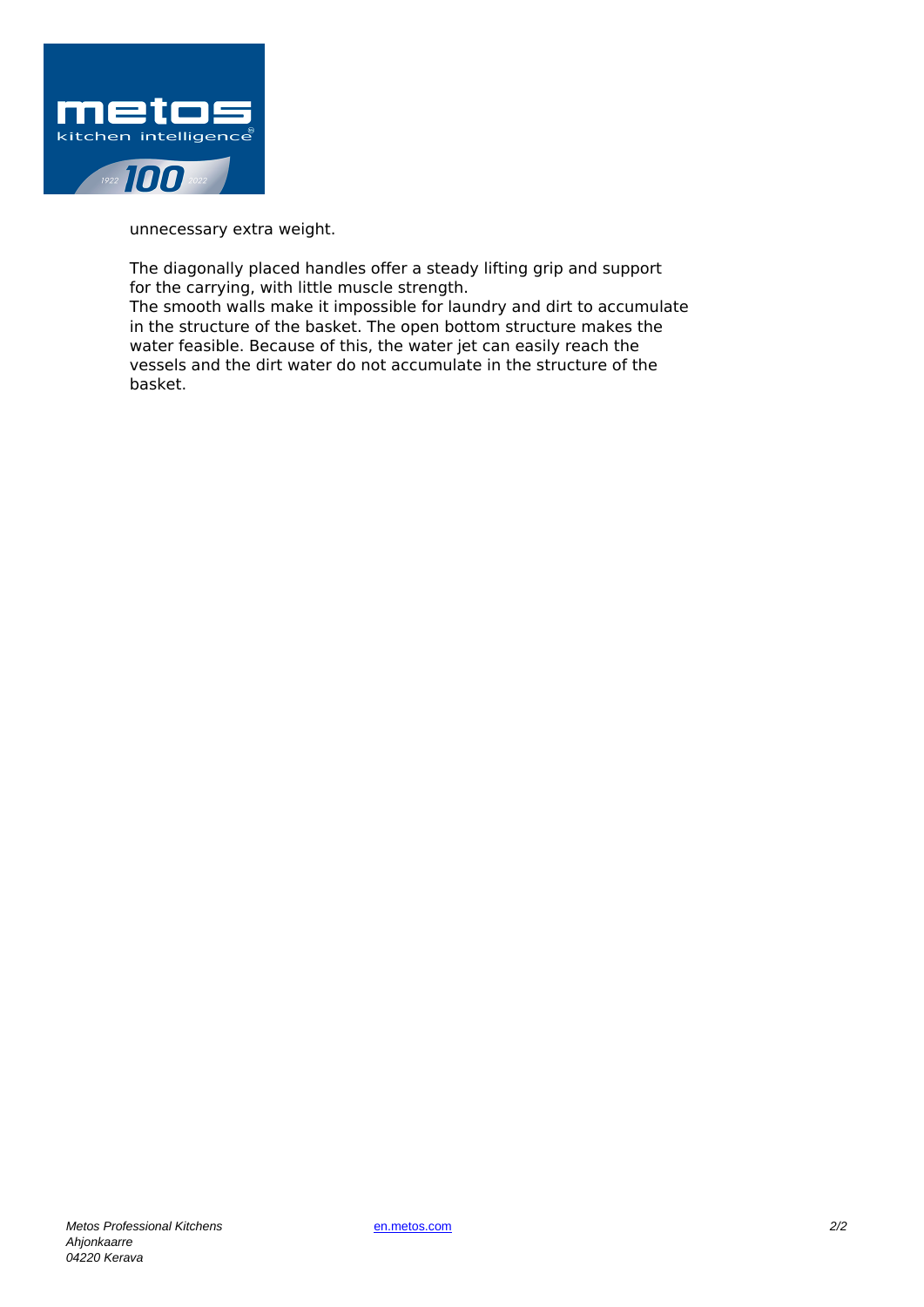unnecessary extra weight.

The diagonally placed handles offer a steady lifting grip and support for the carrying, with little muscle strength.
The smooth walls make it impossible for laundry and dirt to accumulate in the structure of the basket. The open bottom structure makes the water feasible. Because of this, the water jet can easily reach the vessels and the dirt water do not accumulate in the structure of the basket.